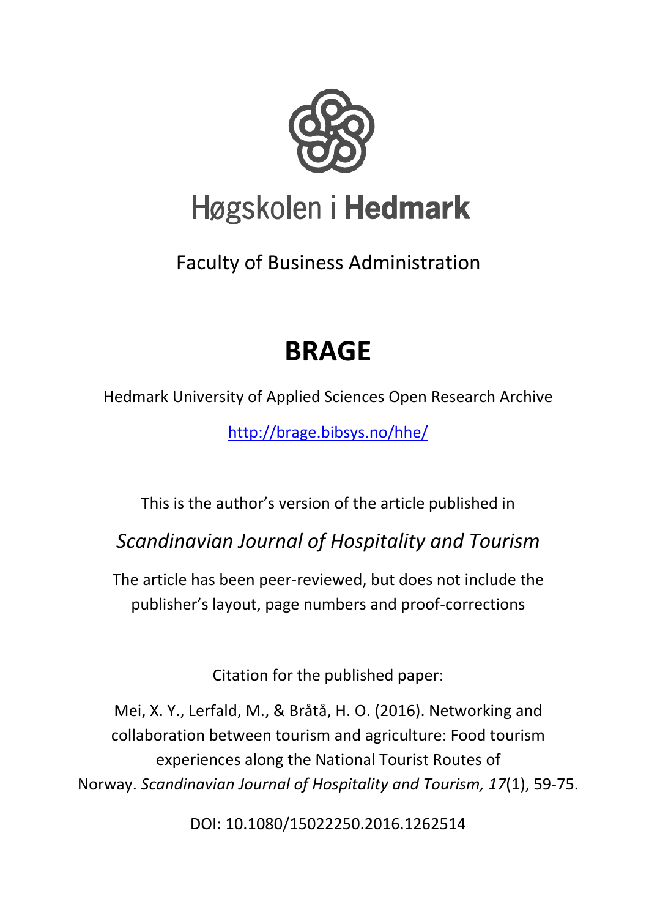# Høgskolen i Hedmark

Faculty of Business Administration

# BRAGE

Hedmark University of Applied Sciences Open Research Archive

http://brage.bibsys.no/hhe/

This is the author's version of the article published in

*Scandinavian Journal of Hospitality and Tourism*

The article has been peer-reviewed, but does not include the publisher's layout, page numbers and proof-corrections

Citation for the published paper:

Mei, X. Y., Lerfald, M., & Bråtå, H. O. (2016). Networking and collaboration between tourism and agriculture: Food tourism experiences along the National Tourist Routes of Norway. *Scandinavian Journal of Hospitality and Tourism, 17*(1), 59-75.

DOI: 10.1080/15022250.2016.1262514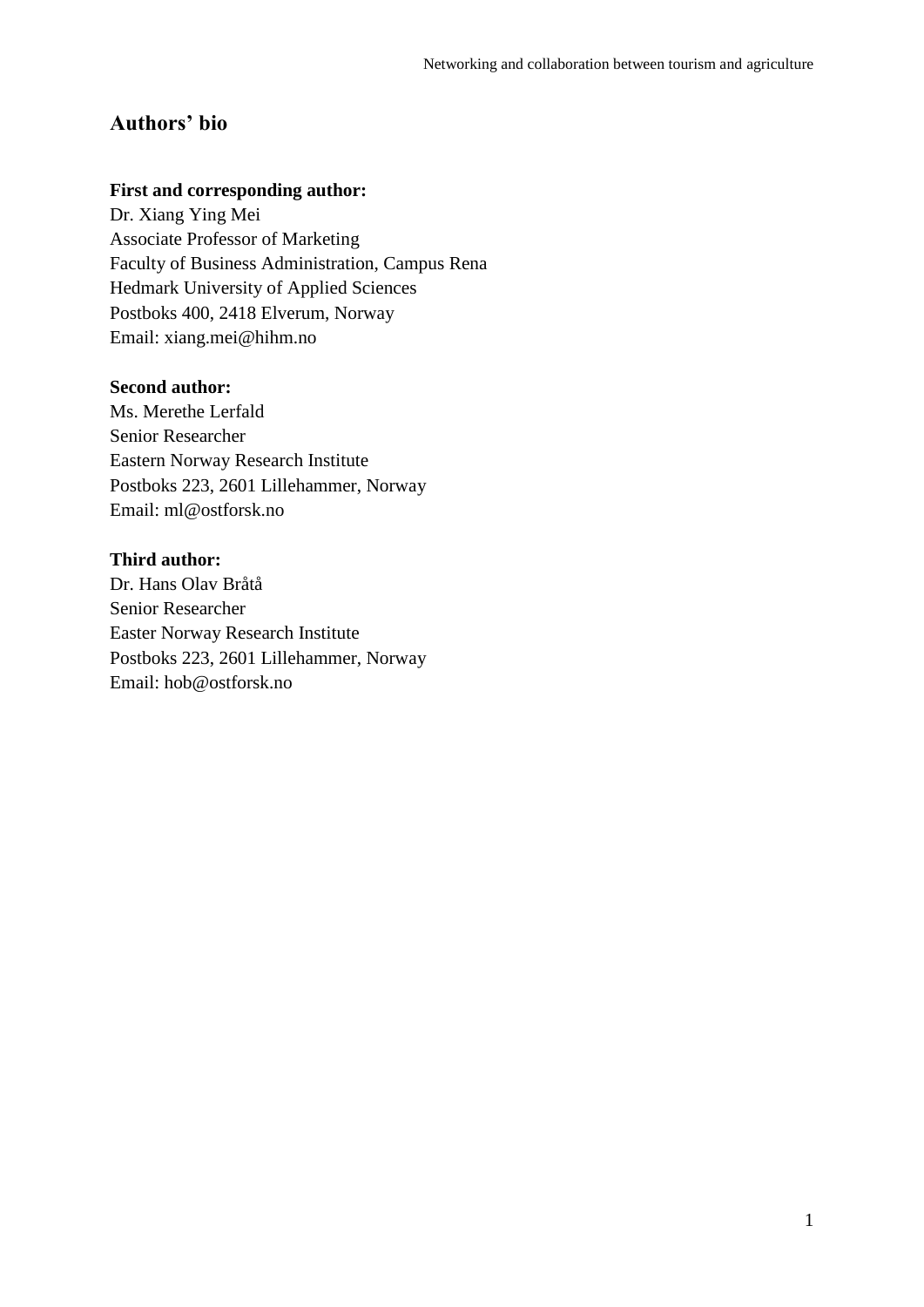## Authors' bio

**First and corresponding author:**
Dr. Xiang Ying Mei
Associate Professor of Marketing
Faculty of Business Administration, Campus Rena
Hedmark University of Applied Sciences
Postboks 400, 2418 Elverum, Norway
Email: xiang.mei@hihm.no

**Second author:**
Ms. Merethe Lerfald
Senior Researcher
Eastern Norway Research Institute
Postboks 223, 2601 Lillehammer, Norway
Email: ml@ostforsk.no

**Third author:**
Dr. Hans Olav Bråtå
Senior Researcher
Easter Norway Research Institute
Postboks 223, 2601 Lillehammer, Norway
Email: hob@ostforsk.no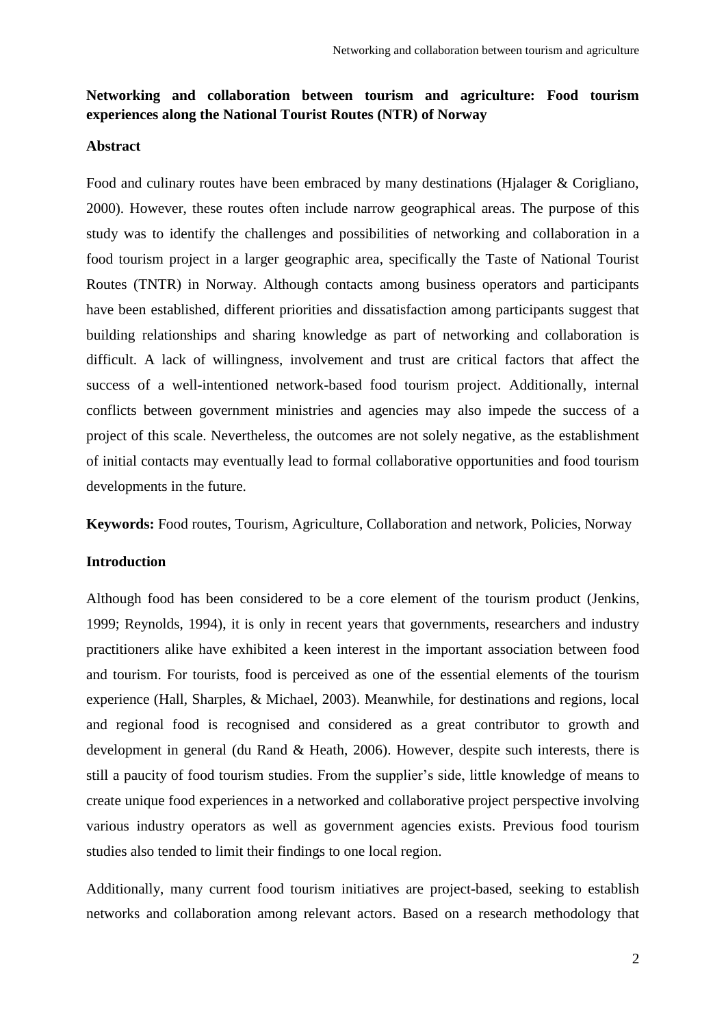# Networking and collaboration between tourism and agriculture: Food tourism experiences along the National Tourist Routes (NTR) of Norway

## Abstract

Food and culinary routes have been embraced by many destinations (Hjalager & Corigliano, 2000). However, these routes often include narrow geographical areas. The purpose of this study was to identify the challenges and possibilities of networking and collaboration in a food tourism project in a larger geographic area, specifically the Taste of National Tourist Routes (TNTR) in Norway. Although contacts among business operators and participants have been established, different priorities and dissatisfaction among participants suggest that building relationships and sharing knowledge as part of networking and collaboration is difficult. A lack of willingness, involvement and trust are critical factors that affect the success of a well-intentioned network-based food tourism project. Additionally, internal conflicts between government ministries and agencies may also impede the success of a project of this scale. Nevertheless, the outcomes are not solely negative, as the establishment of initial contacts may eventually lead to formal collaborative opportunities and food tourism developments in the future.

**Keywords:** Food routes, Tourism, Agriculture, Collaboration and network, Policies, Norway

## Introduction

Although food has been considered to be a core element of the tourism product (Jenkins, 1999; Reynolds, 1994), it is only in recent years that governments, researchers and industry practitioners alike have exhibited a keen interest in the important association between food and tourism. For tourists, food is perceived as one of the essential elements of the tourism experience (Hall, Sharples, & Michael, 2003). Meanwhile, for destinations and regions, local and regional food is recognised and considered as a great contributor to growth and development in general (du Rand & Heath, 2006). However, despite such interests, there is still a paucity of food tourism studies. From the supplier's side, little knowledge of means to create unique food experiences in a networked and collaborative project perspective involving various industry operators as well as government agencies exists. Previous food tourism studies also tended to limit their findings to one local region.

Additionally, many current food tourism initiatives are project-based, seeking to establish networks and collaboration among relevant actors. Based on a research methodology that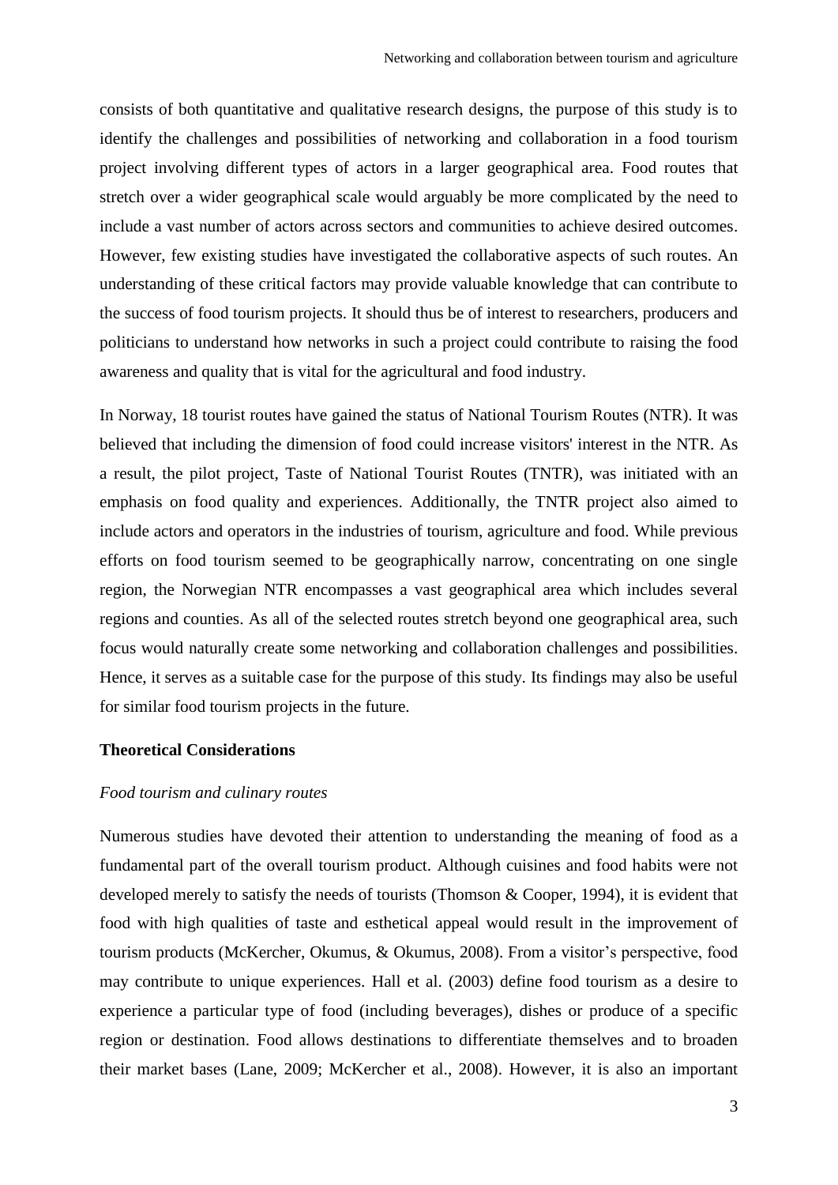consists of both quantitative and qualitative research designs, the purpose of this study is to identify the challenges and possibilities of networking and collaboration in a food tourism project involving different types of actors in a larger geographical area. Food routes that stretch over a wider geographical scale would arguably be more complicated by the need to include a vast number of actors across sectors and communities to achieve desired outcomes. However, few existing studies have investigated the collaborative aspects of such routes. An understanding of these critical factors may provide valuable knowledge that can contribute to the success of food tourism projects. It should thus be of interest to researchers, producers and politicians to understand how networks in such a project could contribute to raising the food awareness and quality that is vital for the agricultural and food industry.

In Norway, 18 tourist routes have gained the status of National Tourism Routes (NTR). It was believed that including the dimension of food could increase visitors' interest in the NTR. As a result, the pilot project, Taste of National Tourist Routes (TNTR), was initiated with an emphasis on food quality and experiences. Additionally, the TNTR project also aimed to include actors and operators in the industries of tourism, agriculture and food. While previous efforts on food tourism seemed to be geographically narrow, concentrating on one single region, the Norwegian NTR encompasses a vast geographical area which includes several regions and counties. As all of the selected routes stretch beyond one geographical area, such focus would naturally create some networking and collaboration challenges and possibilities. Hence, it serves as a suitable case for the purpose of this study. Its findings may also be useful for similar food tourism projects in the future.

## Theoretical Considerations

### *Food tourism and culinary routes*

Numerous studies have devoted their attention to understanding the meaning of food as a fundamental part of the overall tourism product. Although cuisines and food habits were not developed merely to satisfy the needs of tourists (Thomson & Cooper, 1994), it is evident that food with high qualities of taste and esthetical appeal would result in the improvement of tourism products (McKercher, Okumus, & Okumus, 2008). From a visitor’s perspective, food may contribute to unique experiences. Hall et al. (2003) define food tourism as a desire to experience a particular type of food (including beverages), dishes or produce of a specific region or destination. Food allows destinations to differentiate themselves and to broaden their market bases (Lane, 2009; McKercher et al., 2008). However, it is also an important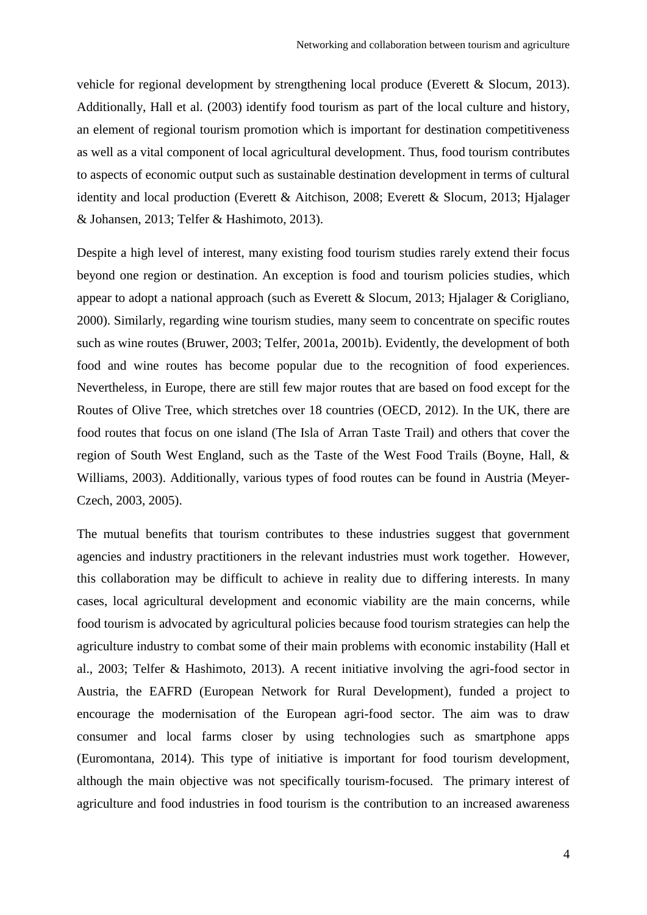vehicle for regional development by strengthening local produce (Everett & Slocum, 2013). Additionally, Hall et al. (2003) identify food tourism as part of the local culture and history, an element of regional tourism promotion which is important for destination competitiveness as well as a vital component of local agricultural development. Thus, food tourism contributes to aspects of economic output such as sustainable destination development in terms of cultural identity and local production (Everett & Aitchison, 2008; Everett & Slocum, 2013; Hjalager & Johansen, 2013; Telfer & Hashimoto, 2013).

Despite a high level of interest, many existing food tourism studies rarely extend their focus beyond one region or destination. An exception is food and tourism policies studies, which appear to adopt a national approach (such as Everett & Slocum, 2013; Hjalager & Corigliano, 2000). Similarly, regarding wine tourism studies, many seem to concentrate on specific routes such as wine routes (Bruwer, 2003; Telfer, 2001a, 2001b). Evidently, the development of both food and wine routes has become popular due to the recognition of food experiences. Nevertheless, in Europe, there are still few major routes that are based on food except for the Routes of Olive Tree, which stretches over 18 countries (OECD, 2012). In the UK, there are food routes that focus on one island (The Isla of Arran Taste Trail) and others that cover the region of South West England, such as the Taste of the West Food Trails (Boyne, Hall, & Williams, 2003). Additionally, various types of food routes can be found in Austria (Meyer-Czech, 2003, 2005).

The mutual benefits that tourism contributes to these industries suggest that government agencies and industry practitioners in the relevant industries must work together. However, this collaboration may be difficult to achieve in reality due to differing interests. In many cases, local agricultural development and economic viability are the main concerns, while food tourism is advocated by agricultural policies because food tourism strategies can help the agriculture industry to combat some of their main problems with economic instability (Hall et al., 2003; Telfer & Hashimoto, 2013). A recent initiative involving the agri-food sector in Austria, the EAFRD (European Network for Rural Development), funded a project to encourage the modernisation of the European agri-food sector. The aim was to draw consumer and local farms closer by using technologies such as smartphone apps (Euromontana, 2014). This type of initiative is important for food tourism development, although the main objective was not specifically tourism-focused. The primary interest of agriculture and food industries in food tourism is the contribution to an increased awareness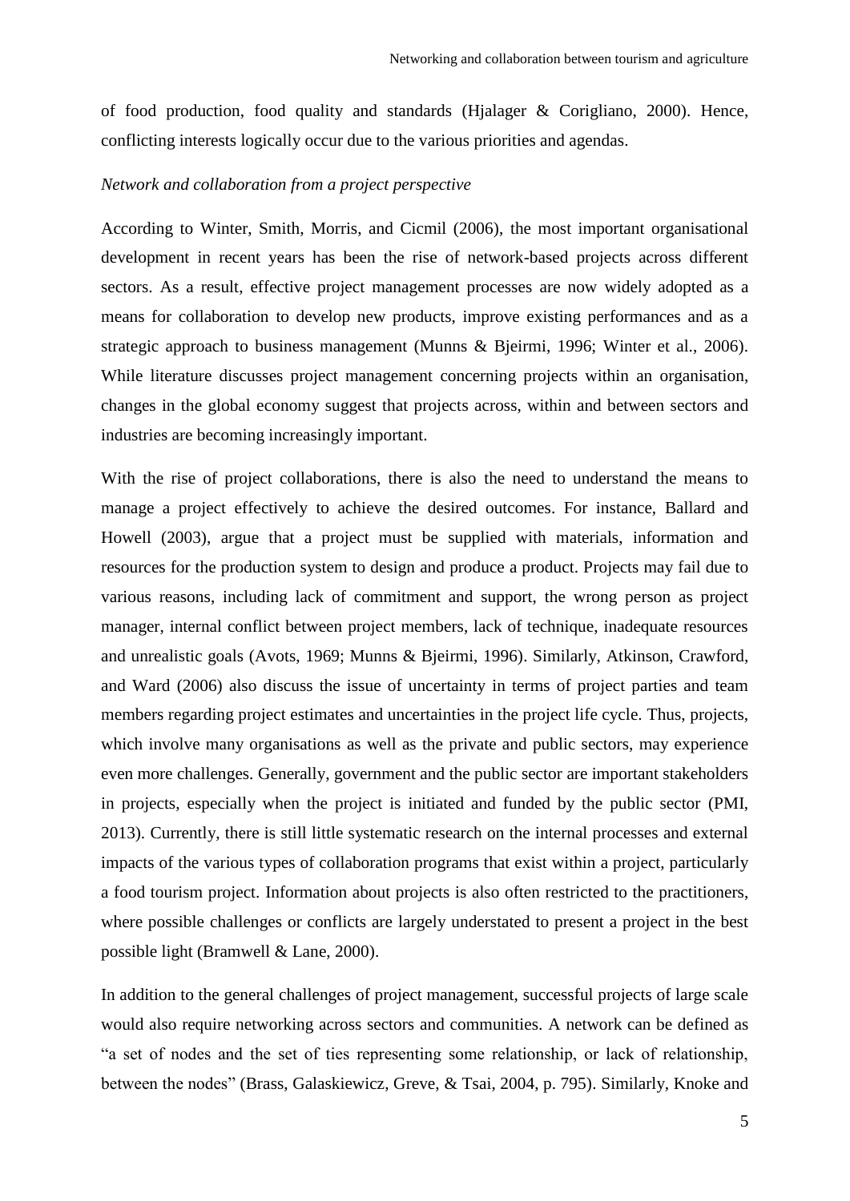of food production, food quality and standards (Hjalager & Corigliano, 2000). Hence, conflicting interests logically occur due to the various priorities and agendas.

*Network and collaboration from a project perspective*

According to Winter, Smith, Morris, and Cicmil (2006), the most important organisational development in recent years has been the rise of network-based projects across different sectors. As a result, effective project management processes are now widely adopted as a means for collaboration to develop new products, improve existing performances and as a strategic approach to business management (Munns & Bjeirmi, 1996; Winter et al., 2006). While literature discusses project management concerning projects within an organisation, changes in the global economy suggest that projects across, within and between sectors and industries are becoming increasingly important.

With the rise of project collaborations, there is also the need to understand the means to manage a project effectively to achieve the desired outcomes. For instance, Ballard and Howell (2003), argue that a project must be supplied with materials, information and resources for the production system to design and produce a product. Projects may fail due to various reasons, including lack of commitment and support, the wrong person as project manager, internal conflict between project members, lack of technique, inadequate resources and unrealistic goals (Avots, 1969; Munns & Bjeirmi, 1996). Similarly, Atkinson, Crawford, and Ward (2006) also discuss the issue of uncertainty in terms of project parties and team members regarding project estimates and uncertainties in the project life cycle. Thus, projects, which involve many organisations as well as the private and public sectors, may experience even more challenges. Generally, government and the public sector are important stakeholders in projects, especially when the project is initiated and funded by the public sector (PMI, 2013). Currently, there is still little systematic research on the internal processes and external impacts of the various types of collaboration programs that exist within a project, particularly a food tourism project. Information about projects is also often restricted to the practitioners, where possible challenges or conflicts are largely understated to present a project in the best possible light (Bramwell & Lane, 2000).

In addition to the general challenges of project management, successful projects of large scale would also require networking across sectors and communities. A network can be defined as "a set of nodes and the set of ties representing some relationship, or lack of relationship, between the nodes" (Brass, Galaskiewicz, Greve, & Tsai, 2004, p. 795). Similarly, Knoke and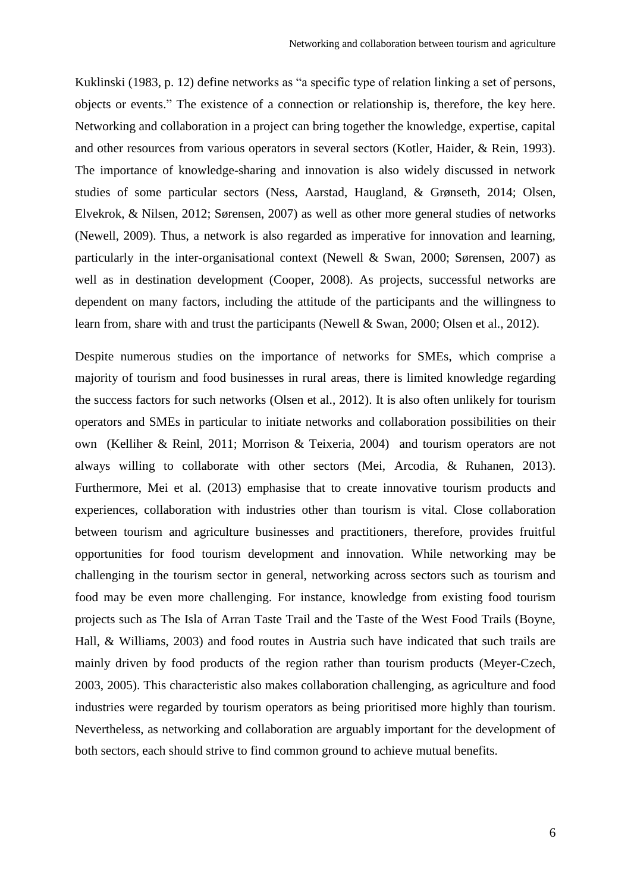Kuklinski (1983, p. 12) define networks as "a specific type of relation linking a set of persons, objects or events." The existence of a connection or relationship is, therefore, the key here. Networking and collaboration in a project can bring together the knowledge, expertise, capital and other resources from various operators in several sectors (Kotler, Haider, & Rein, 1993). The importance of knowledge-sharing and innovation is also widely discussed in network studies of some particular sectors (Ness, Aarstad, Haugland, & Grønseth, 2014; Olsen, Elvekrok, & Nilsen, 2012; Sørensen, 2007) as well as other more general studies of networks (Newell, 2009). Thus, a network is also regarded as imperative for innovation and learning, particularly in the inter-organisational context (Newell & Swan, 2000; Sørensen, 2007) as well as in destination development (Cooper, 2008). As projects, successful networks are dependent on many factors, including the attitude of the participants and the willingness to learn from, share with and trust the participants (Newell & Swan, 2000; Olsen et al., 2012).

Despite numerous studies on the importance of networks for SMEs, which comprise a majority of tourism and food businesses in rural areas, there is limited knowledge regarding the success factors for such networks (Olsen et al., 2012). It is also often unlikely for tourism operators and SMEs in particular to initiate networks and collaboration possibilities on their own (Kelliher & Reinl, 2011; Morrison & Teixeria, 2004) and tourism operators are not always willing to collaborate with other sectors (Mei, Arcodia, & Ruhanen, 2013). Furthermore, Mei et al. (2013) emphasise that to create innovative tourism products and experiences, collaboration with industries other than tourism is vital. Close collaboration between tourism and agriculture businesses and practitioners, therefore, provides fruitful opportunities for food tourism development and innovation. While networking may be challenging in the tourism sector in general, networking across sectors such as tourism and food may be even more challenging. For instance, knowledge from existing food tourism projects such as The Isla of Arran Taste Trail and the Taste of the West Food Trails (Boyne, Hall, & Williams, 2003) and food routes in Austria such have indicated that such trails are mainly driven by food products of the region rather than tourism products (Meyer-Czech, 2003, 2005). This characteristic also makes collaboration challenging, as agriculture and food industries were regarded by tourism operators as being prioritised more highly than tourism. Nevertheless, as networking and collaboration are arguably important for the development of both sectors, each should strive to find common ground to achieve mutual benefits.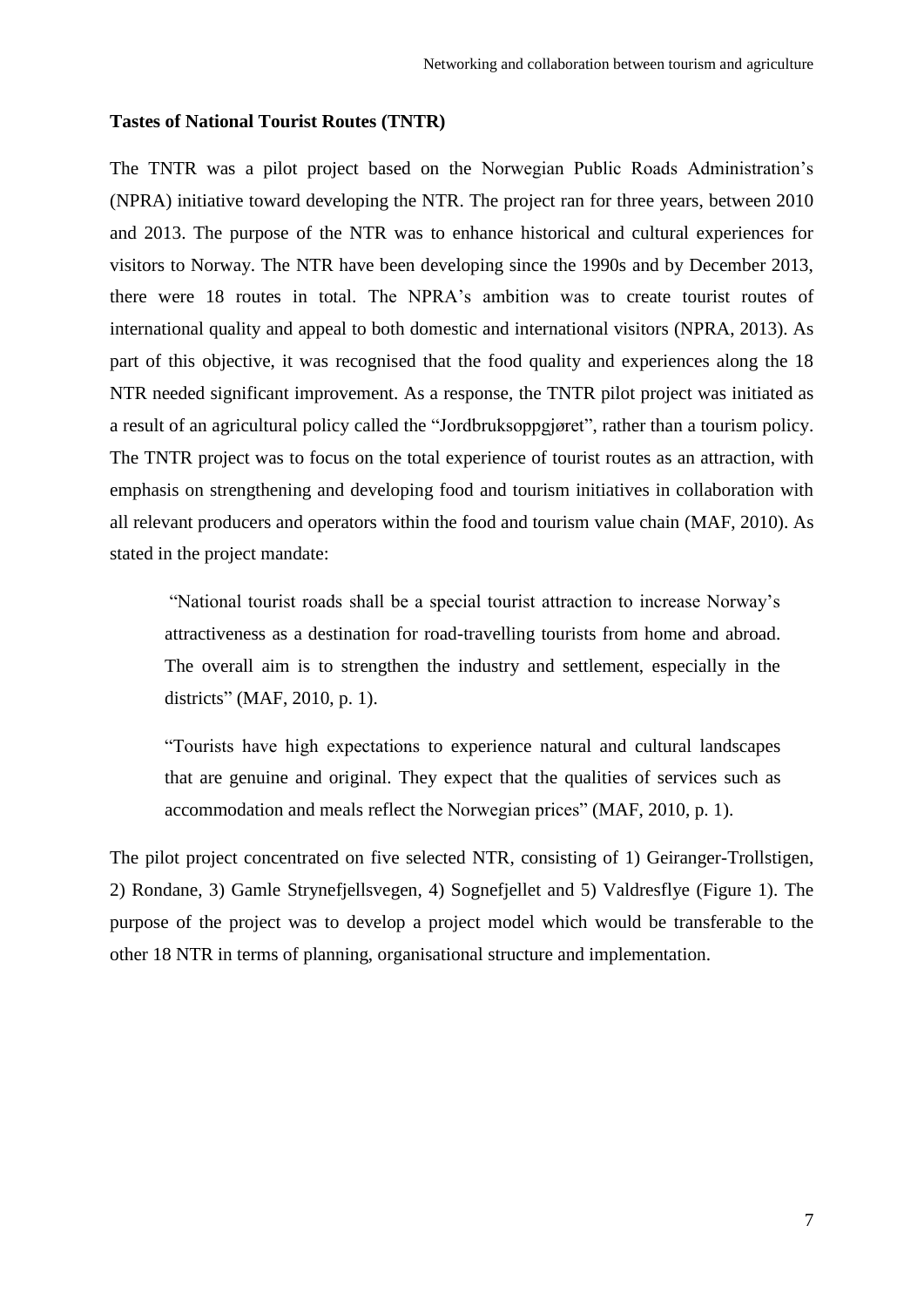**Tastes of National Tourist Routes (TNTR)**

The TNTR was a pilot project based on the Norwegian Public Roads Administration's (NPRA) initiative toward developing the NTR. The project ran for three years, between 2010 and 2013. The purpose of the NTR was to enhance historical and cultural experiences for visitors to Norway. The NTR have been developing since the 1990s and by December 2013, there were 18 routes in total. The NPRA's ambition was to create tourist routes of international quality and appeal to both domestic and international visitors (NPRA, 2013). As part of this objective, it was recognised that the food quality and experiences along the 18 NTR needed significant improvement. As a response, the TNTR pilot project was initiated as a result of an agricultural policy called the "Jordbruksoppgjøret", rather than a tourism policy. The TNTR project was to focus on the total experience of tourist routes as an attraction, with emphasis on strengthening and developing food and tourism initiatives in collaboration with all relevant producers and operators within the food and tourism value chain (MAF, 2010). As stated in the project mandate:

> "National tourist roads shall be a special tourist attraction to increase Norway's attractiveness as a destination for road-travelling tourists from home and abroad. The overall aim is to strengthen the industry and settlement, especially in the districts" (MAF, 2010, p. 1).
>
> "Tourists have high expectations to experience natural and cultural landscapes that are genuine and original. They expect that the qualities of services such as accommodation and meals reflect the Norwegian prices" (MAF, 2010, p. 1).

The pilot project concentrated on five selected NTR, consisting of 1) Geiranger-Trollstigen, 2) Rondane, 3) Gamle Strynefjellsvegen, 4) Sognefjellet and 5) Valdresflye (Figure 1). The purpose of the project was to develop a project model which would be transferable to the other 18 NTR in terms of planning, organisational structure and implementation.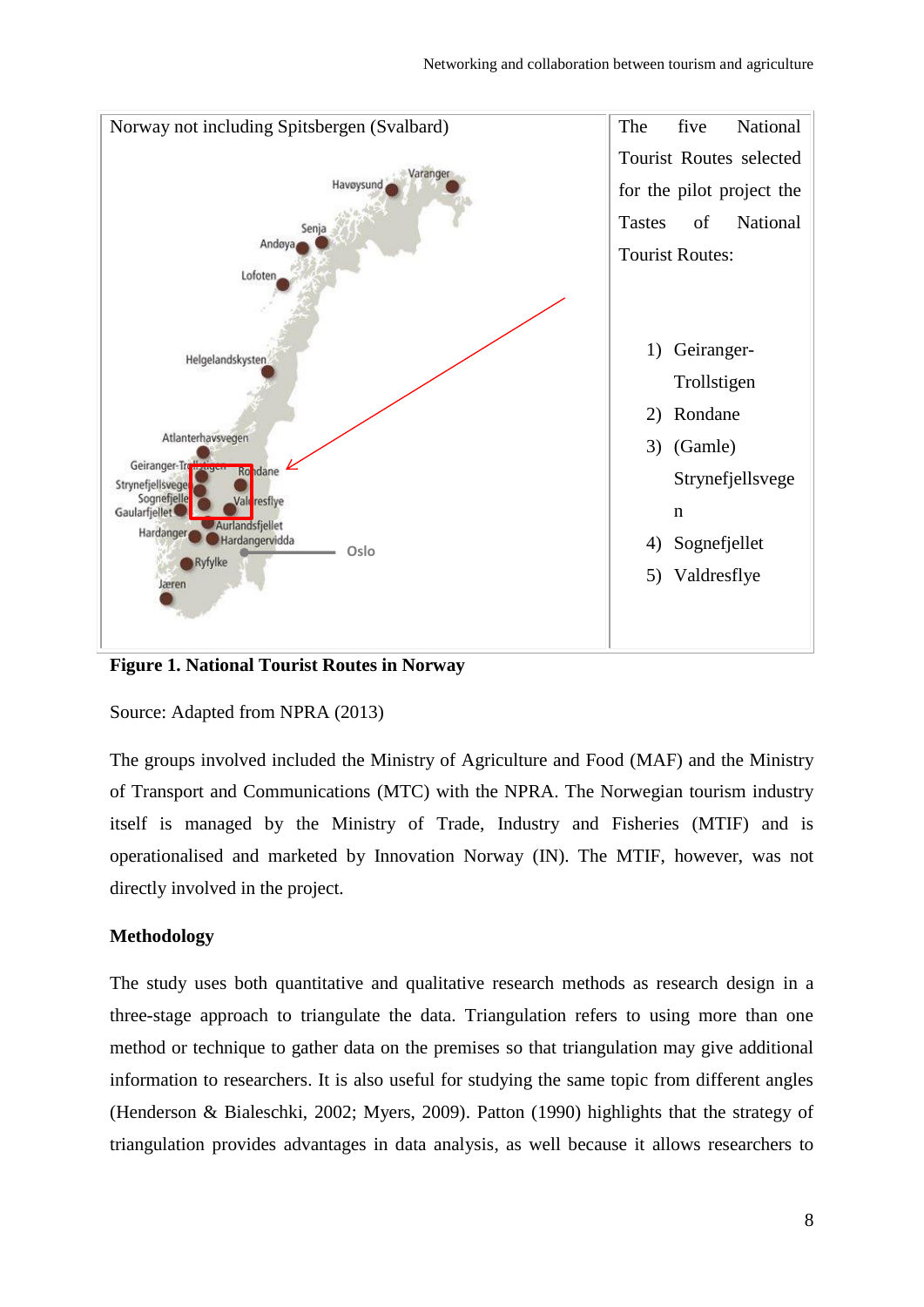| Norway not including Spitsbergen (Svalbard) | The five National Tourist Routes selected for the pilot project the Tastes of National Tourist Routes:<br><br>1) Geiranger-Trollstigen<br>2) Rondane<br>3) (Gamle) Strynefjellsvegen<br>4) Sognefjellet<br>5) Valdresflye |
|---|---|

**Figure 1. National Tourist Routes in Norway**

Source: Adapted from NPRA (2013)

The groups involved included the Ministry of Agriculture and Food (MAF) and the Ministry of Transport and Communications (MTC) with the NPRA. The Norwegian tourism industry itself is managed by the Ministry of Trade, Industry and Fisheries (MTIF) and is operationalised and marketed by Innovation Norway (IN). The MTIF, however, was not directly involved in the project.

**Methodology**

The study uses both quantitative and qualitative research methods as research design in a three-stage approach to triangulate the data. Triangulation refers to using more than one method or technique to gather data on the premises so that triangulation may give additional information to researchers. It is also useful for studying the same topic from different angles (Henderson & Bialeschki, 2002; Myers, 2009). Patton (1990) highlights that the strategy of triangulation provides advantages in data analysis, as well because it allows researchers to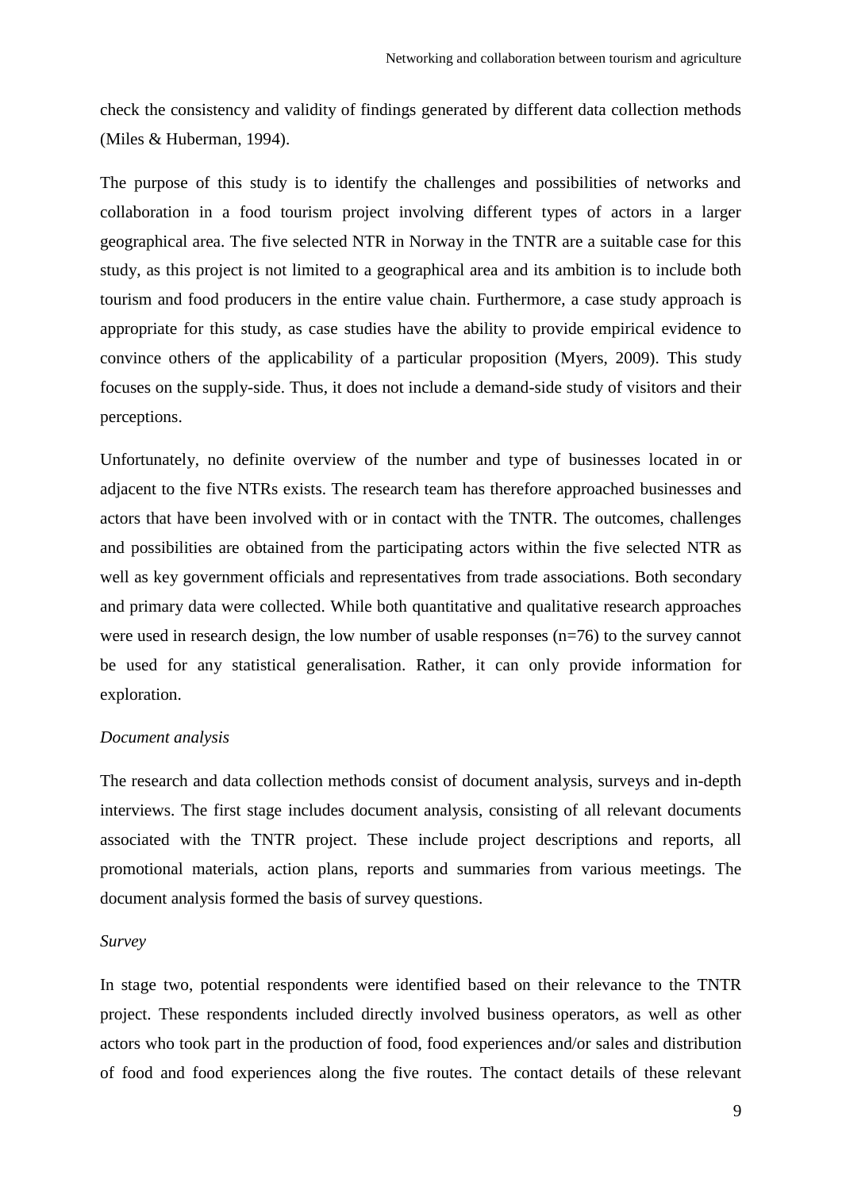check the consistency and validity of findings generated by different data collection methods (Miles & Huberman, 1994).

The purpose of this study is to identify the challenges and possibilities of networks and collaboration in a food tourism project involving different types of actors in a larger geographical area. The five selected NTR in Norway in the TNTR are a suitable case for this study, as this project is not limited to a geographical area and its ambition is to include both tourism and food producers in the entire value chain. Furthermore, a case study approach is appropriate for this study, as case studies have the ability to provide empirical evidence to convince others of the applicability of a particular proposition (Myers, 2009). This study focuses on the supply-side. Thus, it does not include a demand-side study of visitors and their perceptions.

Unfortunately, no definite overview of the number and type of businesses located in or adjacent to the five NTRs exists. The research team has therefore approached businesses and actors that have been involved with or in contact with the TNTR. The outcomes, challenges and possibilities are obtained from the participating actors within the five selected NTR as well as key government officials and representatives from trade associations. Both secondary and primary data were collected. While both quantitative and qualitative research approaches were used in research design, the low number of usable responses (n=76) to the survey cannot be used for any statistical generalisation. Rather, it can only provide information for exploration.

*Document analysis*

The research and data collection methods consist of document analysis, surveys and in-depth interviews. The first stage includes document analysis, consisting of all relevant documents associated with the TNTR project. These include project descriptions and reports, all promotional materials, action plans, reports and summaries from various meetings. The document analysis formed the basis of survey questions.

*Survey*

In stage two, potential respondents were identified based on their relevance to the TNTR project. These respondents included directly involved business operators, as well as other actors who took part in the production of food, food experiences and/or sales and distribution of food and food experiences along the five routes. The contact details of these relevant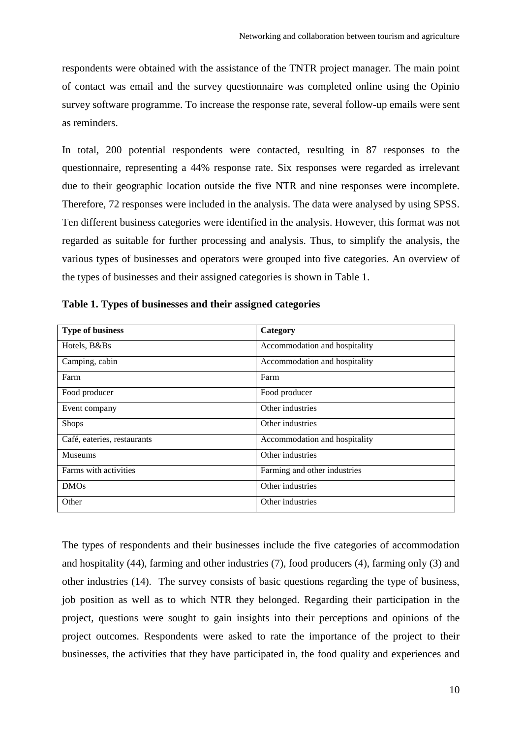respondents were obtained with the assistance of the TNTR project manager. The main point of contact was email and the survey questionnaire was completed online using the Opinio survey software programme. To increase the response rate, several follow-up emails were sent as reminders.

In total, 200 potential respondents were contacted, resulting in 87 responses to the questionnaire, representing a 44% response rate. Six responses were regarded as irrelevant due to their geographic location outside the five NTR and nine responses were incomplete. Therefore, 72 responses were included in the analysis. The data were analysed by using SPSS. Ten different business categories were identified in the analysis. However, this format was not regarded as suitable for further processing and analysis. Thus, to simplify the analysis, the various types of businesses and operators were grouped into five categories. An overview of the types of businesses and their assigned categories is shown in Table 1.

**Table 1. Types of businesses and their assigned categories**

| Type of business | Category |
| --- | --- |
| Hotels, B&Bs | Accommodation and hospitality |
| Camping, cabin | Accommodation and hospitality |
| Farm | Farm |
| Food producer | Food producer |
| Event company | Other industries |
| Shops | Other industries |
| Café, eateries, restaurants | Accommodation and hospitality |
| Museums | Other industries |
| Farms with activities | Farming and other industries |
| DMOs | Other industries |
| Other | Other industries |

The types of respondents and their businesses include the five categories of accommodation and hospitality (44), farming and other industries (7), food producers (4), farming only (3) and other industries (14). The survey consists of basic questions regarding the type of business, job position as well as to which NTR they belonged. Regarding their participation in the project, questions were sought to gain insights into their perceptions and opinions of the project outcomes. Respondents were asked to rate the importance of the project to their businesses, the activities that they have participated in, the food quality and experiences and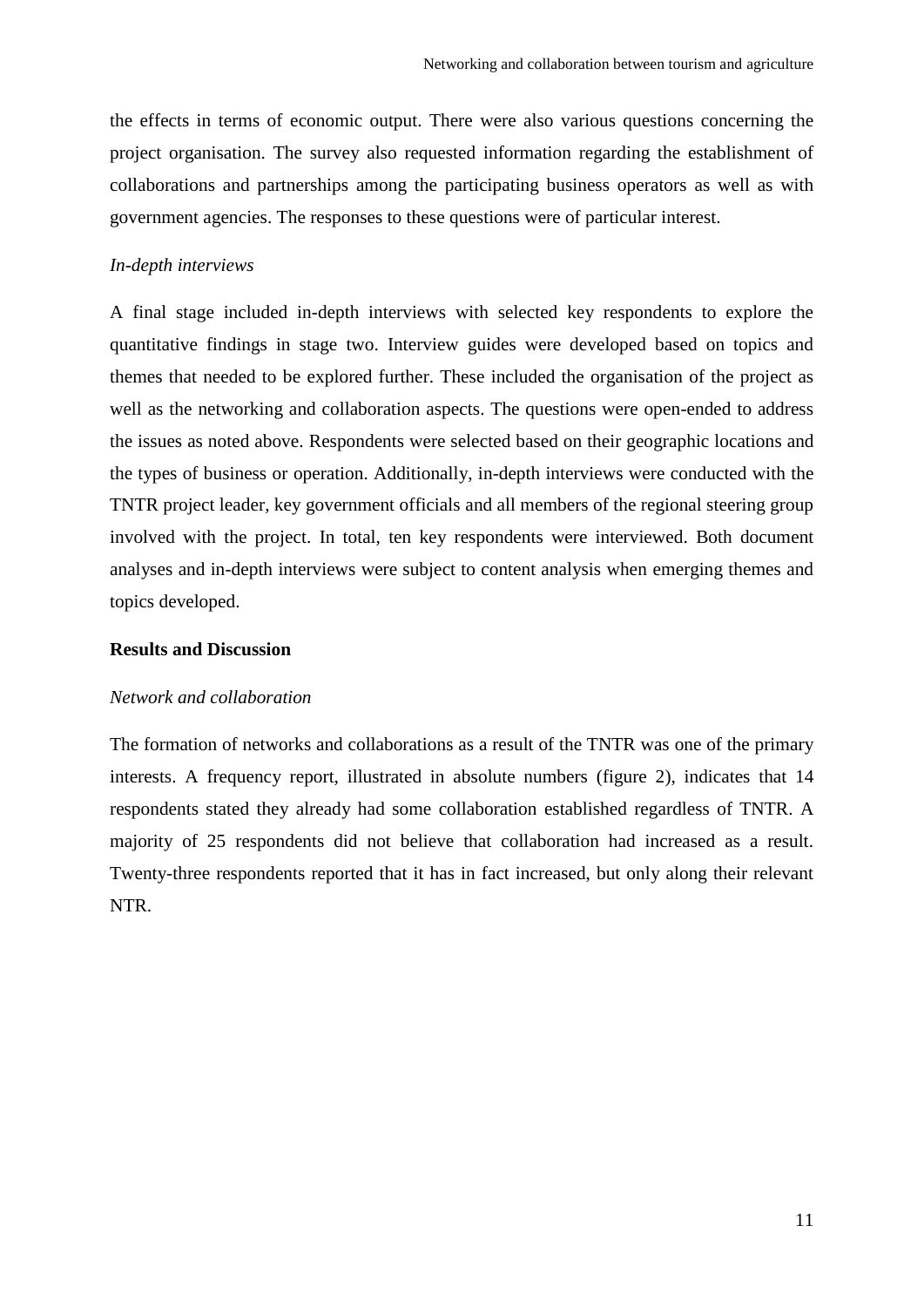the effects in terms of economic output. There were also various questions concerning the project organisation. The survey also requested information regarding the establishment of collaborations and partnerships among the participating business operators as well as with government agencies. The responses to these questions were of particular interest.

*In-depth interviews*

A final stage included in-depth interviews with selected key respondents to explore the quantitative findings in stage two. Interview guides were developed based on topics and themes that needed to be explored further. These included the organisation of the project as well as the networking and collaboration aspects. The questions were open-ended to address the issues as noted above. Respondents were selected based on their geographic locations and the types of business or operation. Additionally, in-depth interviews were conducted with the TNTR project leader, key government officials and all members of the regional steering group involved with the project. In total, ten key respondents were interviewed. Both document analyses and in-depth interviews were subject to content analysis when emerging themes and topics developed.

## Results and Discussion

*Network and collaboration*

The formation of networks and collaborations as a result of the TNTR was one of the primary interests. A frequency report, illustrated in absolute numbers (figure 2), indicates that 14 respondents stated they already had some collaboration established regardless of TNTR. A majority of 25 respondents did not believe that collaboration had increased as a result. Twenty-three respondents reported that it has in fact increased, but only along their relevant NTR.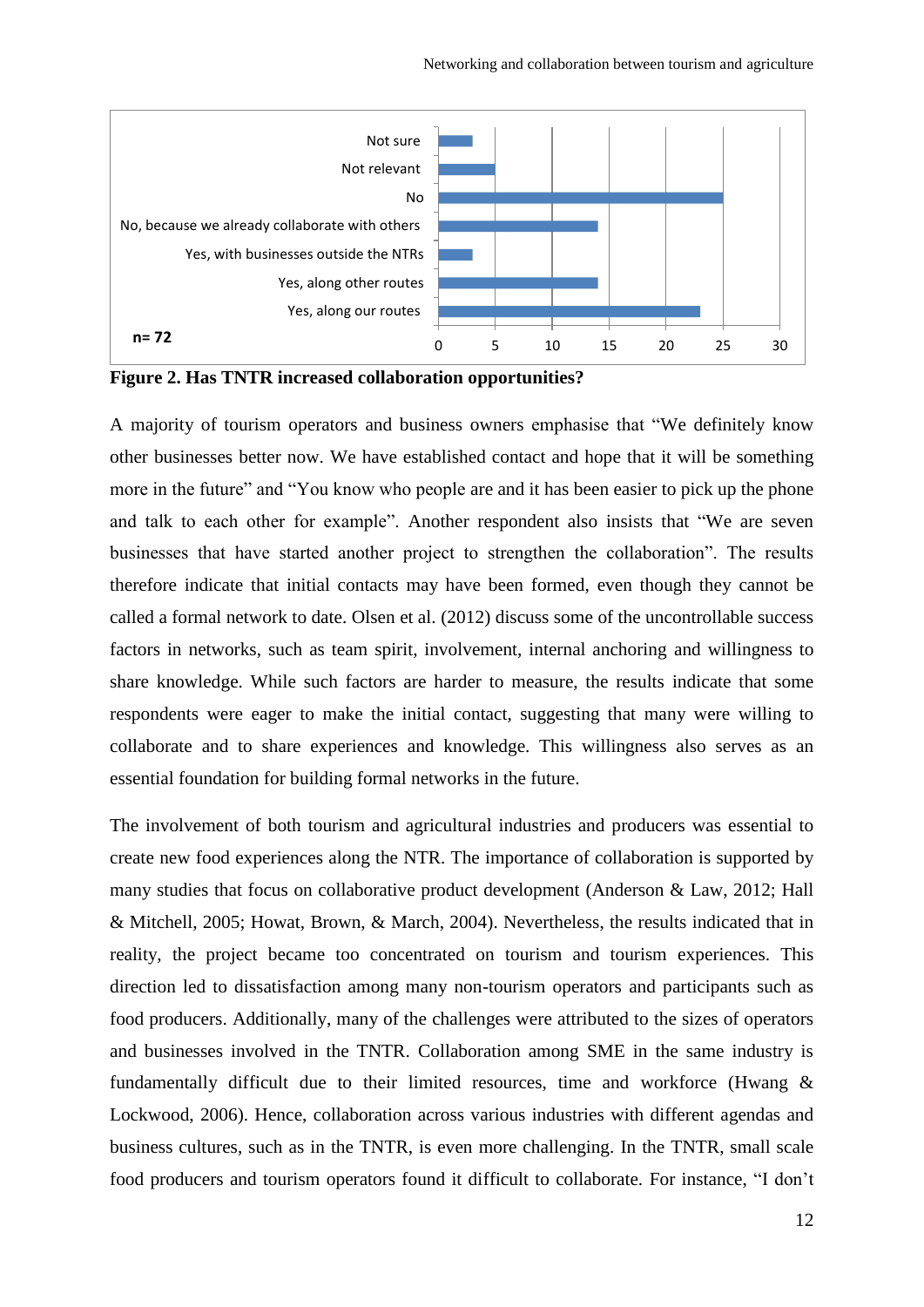| Response |
|---|
| Not sure |
| Not relevant |
| No |
| No, because we already collaborate with others |
| Yes, with businesses outside the NTRs |
| Yes, along other routes |
| Yes, along our routes |

n= 72

**Figure 2. Has TNTR increased collaboration opportunities?**

A majority of tourism operators and business owners emphasise that "We definitely know other businesses better now. We have established contact and hope that it will be something more in the future" and "You know who people are and it has been easier to pick up the phone and talk to each other for example". Another respondent also insists that "We are seven businesses that have started another project to strengthen the collaboration". The results therefore indicate that initial contacts may have been formed, even though they cannot be called a formal network to date. Olsen et al. (2012) discuss some of the uncontrollable success factors in networks, such as team spirit, involvement, internal anchoring and willingness to share knowledge. While such factors are harder to measure, the results indicate that some respondents were eager to make the initial contact, suggesting that many were willing to collaborate and to share experiences and knowledge. This willingness also serves as an essential foundation for building formal networks in the future.

The involvement of both tourism and agricultural industries and producers was essential to create new food experiences along the NTR. The importance of collaboration is supported by many studies that focus on collaborative product development (Anderson & Law, 2012; Hall & Mitchell, 2005; Howat, Brown, & March, 2004). Nevertheless, the results indicated that in reality, the project became too concentrated on tourism and tourism experiences. This direction led to dissatisfaction among many non-tourism operators and participants such as food producers. Additionally, many of the challenges were attributed to the sizes of operators and businesses involved in the TNTR. Collaboration among SME in the same industry is fundamentally difficult due to their limited resources, time and workforce (Hwang & Lockwood, 2006). Hence, collaboration across various industries with different agendas and business cultures, such as in the TNTR, is even more challenging. In the TNTR, small scale food producers and tourism operators found it difficult to collaborate. For instance, "I don't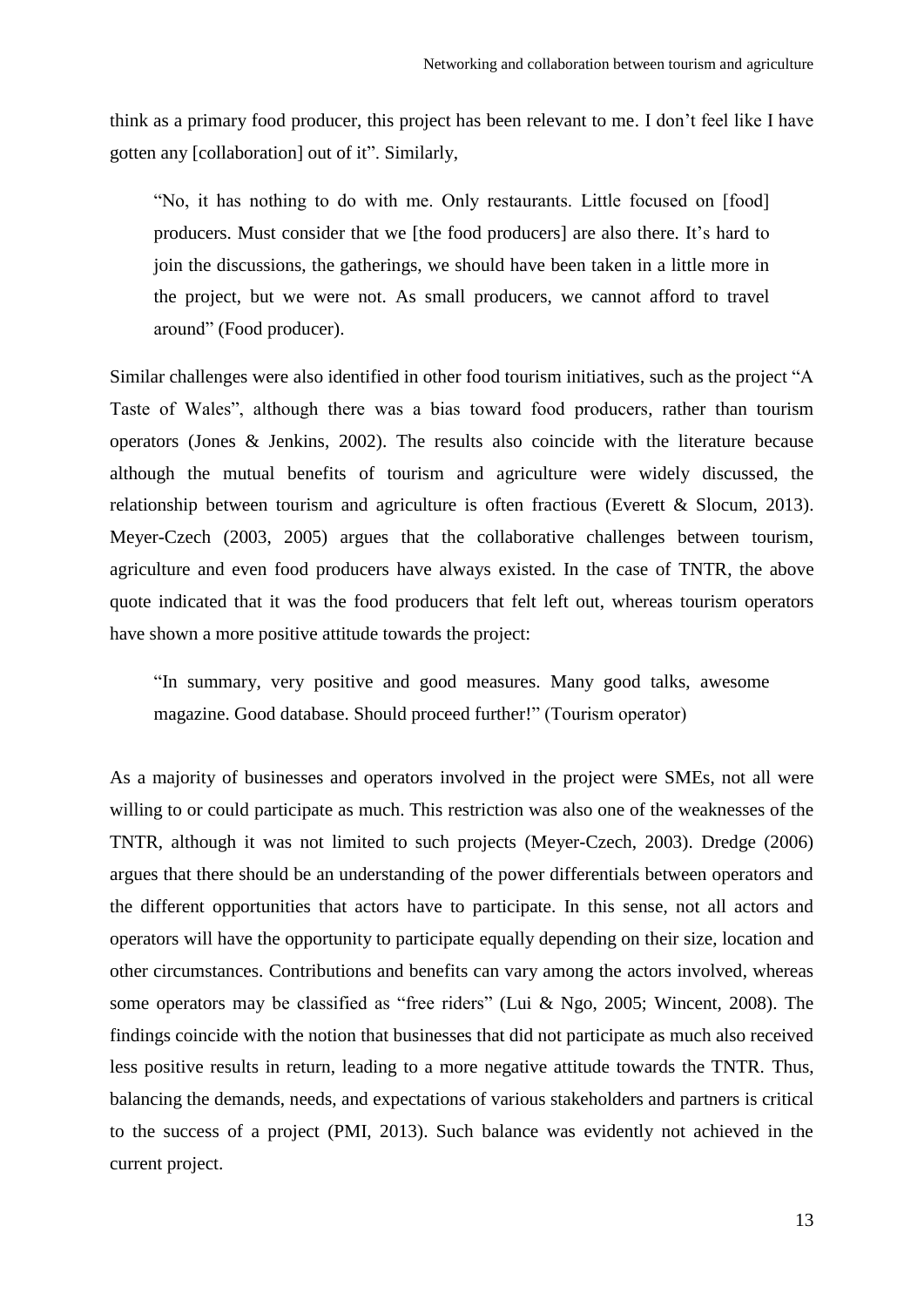think as a primary food producer, this project has been relevant to me. I don't feel like I have gotten any [collaboration] out of it". Similarly,

> "No, it has nothing to do with me. Only restaurants. Little focused on [food] producers. Must consider that we [the food producers] are also there. It's hard to join the discussions, the gatherings, we should have been taken in a little more in the project, but we were not. As small producers, we cannot afford to travel around" (Food producer).

Similar challenges were also identified in other food tourism initiatives, such as the project "A Taste of Wales", although there was a bias toward food producers, rather than tourism operators (Jones & Jenkins, 2002). The results also coincide with the literature because although the mutual benefits of tourism and agriculture were widely discussed, the relationship between tourism and agriculture is often fractious (Everett & Slocum, 2013). Meyer-Czech (2003, 2005) argues that the collaborative challenges between tourism, agriculture and even food producers have always existed. In the case of TNTR, the above quote indicated that it was the food producers that felt left out, whereas tourism operators have shown a more positive attitude towards the project:

> "In summary, very positive and good measures. Many good talks, awesome magazine. Good database. Should proceed further!" (Tourism operator)

As a majority of businesses and operators involved in the project were SMEs, not all were willing to or could participate as much. This restriction was also one of the weaknesses of the TNTR, although it was not limited to such projects (Meyer-Czech, 2003). Dredge (2006) argues that there should be an understanding of the power differentials between operators and the different opportunities that actors have to participate. In this sense, not all actors and operators will have the opportunity to participate equally depending on their size, location and other circumstances. Contributions and benefits can vary among the actors involved, whereas some operators may be classified as "free riders" (Lui & Ngo, 2005; Wincent, 2008). The findings coincide with the notion that businesses that did not participate as much also received less positive results in return, leading to a more negative attitude towards the TNTR. Thus, balancing the demands, needs, and expectations of various stakeholders and partners is critical to the success of a project (PMI, 2013). Such balance was evidently not achieved in the current project.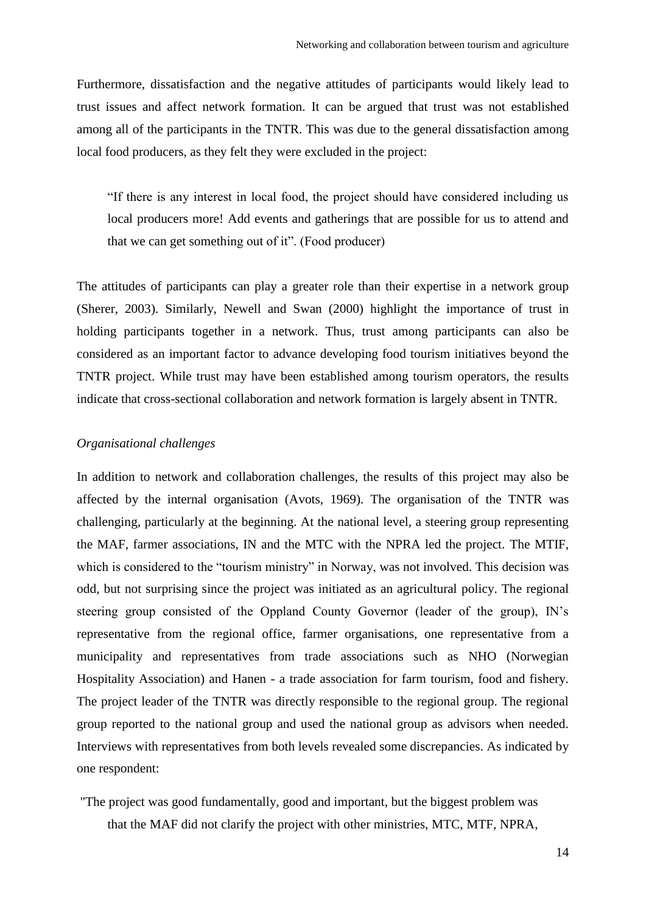Furthermore, dissatisfaction and the negative attitudes of participants would likely lead to trust issues and affect network formation. It can be argued that trust was not established among all of the participants in the TNTR. This was due to the general dissatisfaction among local food producers, as they felt they were excluded in the project:

> "If there is any interest in local food, the project should have considered including us local producers more! Add events and gatherings that are possible for us to attend and that we can get something out of it". (Food producer)

The attitudes of participants can play a greater role than their expertise in a network group (Sherer, 2003). Similarly, Newell and Swan (2000) highlight the importance of trust in holding participants together in a network. Thus, trust among participants can also be considered as an important factor to advance developing food tourism initiatives beyond the TNTR project. While trust may have been established among tourism operators, the results indicate that cross-sectional collaboration and network formation is largely absent in TNTR.

*Organisational challenges*

In addition to network and collaboration challenges, the results of this project may also be affected by the internal organisation (Avots, 1969). The organisation of the TNTR was challenging, particularly at the beginning. At the national level, a steering group representing the MAF, farmer associations, IN and the MTC with the NPRA led the project. The MTIF, which is considered to the "tourism ministry" in Norway, was not involved. This decision was odd, but not surprising since the project was initiated as an agricultural policy. The regional steering group consisted of the Oppland County Governor (leader of the group), IN's representative from the regional office, farmer organisations, one representative from a municipality and representatives from trade associations such as NHO (Norwegian Hospitality Association) and Hanen - a trade association for farm tourism, food and fishery. The project leader of the TNTR was directly responsible to the regional group. The regional group reported to the national group and used the national group as advisors when needed. Interviews with representatives from both levels revealed some discrepancies. As indicated by one respondent:

> "The project was good fundamentally, good and important, but the biggest problem was that the MAF did not clarify the project with other ministries, MTC, MTF, NPRA,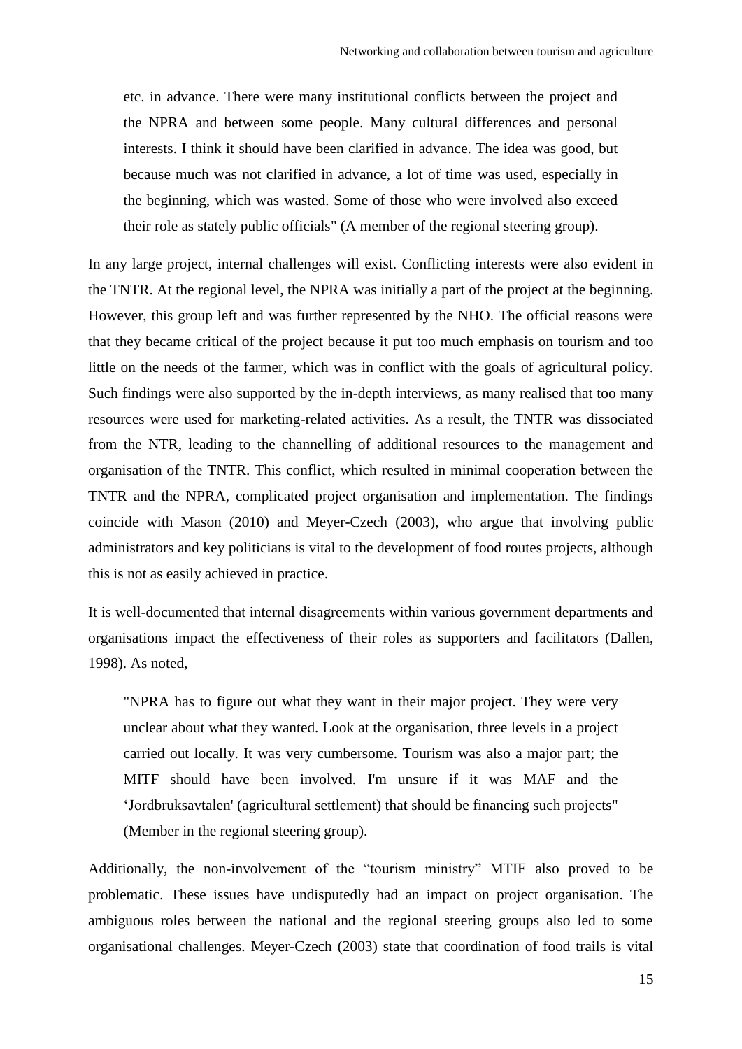> etc. in advance. There were many institutional conflicts between the project and the NPRA and between some people. Many cultural differences and personal interests. I think it should have been clarified in advance. The idea was good, but because much was not clarified in advance, a lot of time was used, especially in the beginning, which was wasted. Some of those who were involved also exceed their role as stately public officials" (A member of the regional steering group).

In any large project, internal challenges will exist. Conflicting interests were also evident in the TNTR. At the regional level, the NPRA was initially a part of the project at the beginning. However, this group left and was further represented by the NHO. The official reasons were that they became critical of the project because it put too much emphasis on tourism and too little on the needs of the farmer, which was in conflict with the goals of agricultural policy. Such findings were also supported by the in-depth interviews, as many realised that too many resources were used for marketing-related activities. As a result, the TNTR was dissociated from the NTR, leading to the channelling of additional resources to the management and organisation of the TNTR. This conflict, which resulted in minimal cooperation between the TNTR and the NPRA, complicated project organisation and implementation. The findings coincide with Mason (2010) and Meyer-Czech (2003), who argue that involving public administrators and key politicians is vital to the development of food routes projects, although this is not as easily achieved in practice.

It is well-documented that internal disagreements within various government departments and organisations impact the effectiveness of their roles as supporters and facilitators (Dallen, 1998). As noted,

> "NPRA has to figure out what they want in their major project. They were very unclear about what they wanted. Look at the organisation, three levels in a project carried out locally. It was very cumbersome. Tourism was also a major part; the MITF should have been involved. I'm unsure if it was MAF and the 'Jordbruksavtalen' (agricultural settlement) that should be financing such projects" (Member in the regional steering group).

Additionally, the non-involvement of the "tourism ministry" MTIF also proved to be problematic. These issues have undisputedly had an impact on project organisation. The ambiguous roles between the national and the regional steering groups also led to some organisational challenges. Meyer-Czech (2003) state that coordination of food trails is vital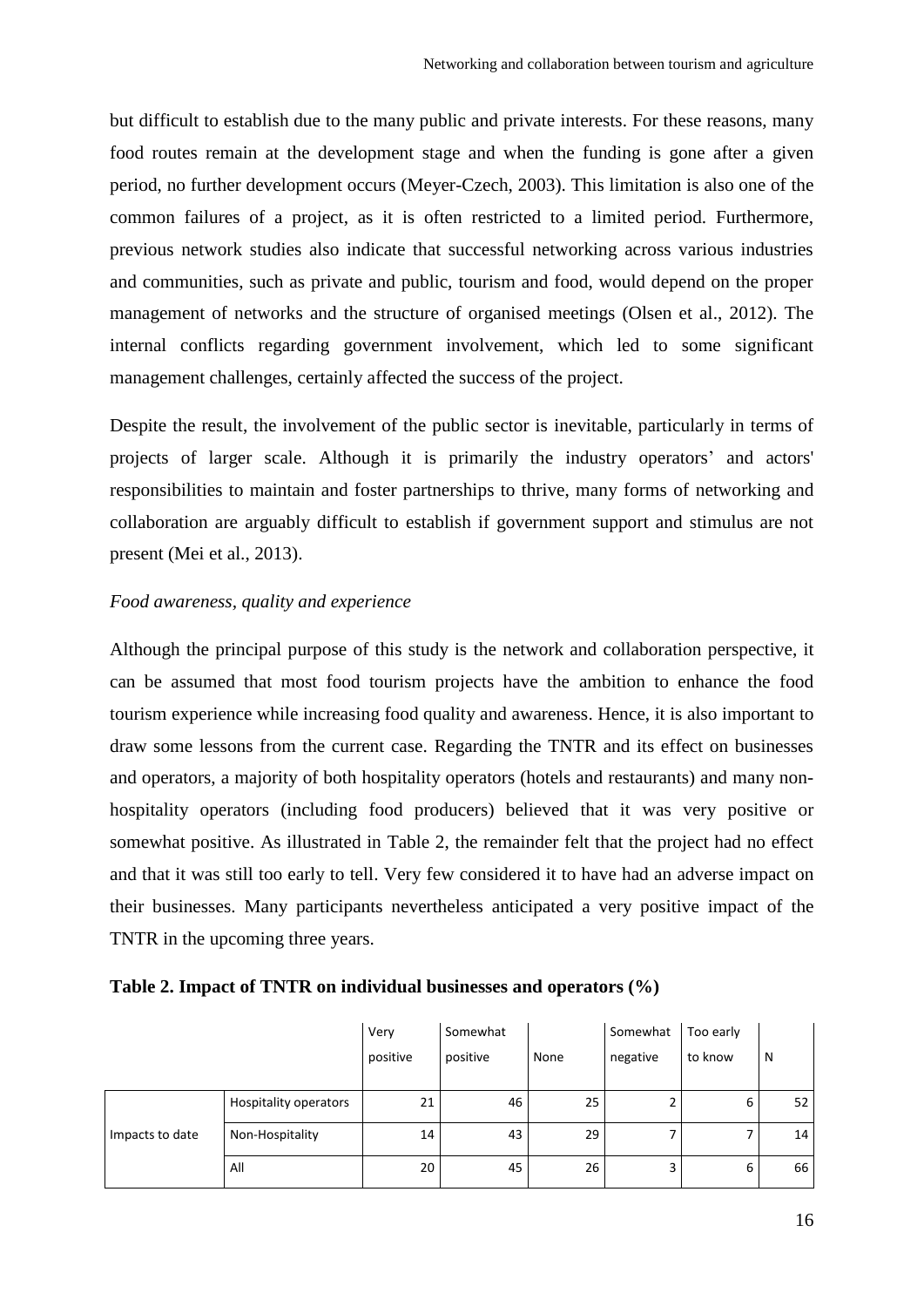but difficult to establish due to the many public and private interests. For these reasons, many food routes remain at the development stage and when the funding is gone after a given period, no further development occurs (Meyer-Czech, 2003). This limitation is also one of the common failures of a project, as it is often restricted to a limited period. Furthermore, previous network studies also indicate that successful networking across various industries and communities, such as private and public, tourism and food, would depend on the proper management of networks and the structure of organised meetings (Olsen et al., 2012). The internal conflicts regarding government involvement, which led to some significant management challenges, certainly affected the success of the project.

Despite the result, the involvement of the public sector is inevitable, particularly in terms of projects of larger scale. Although it is primarily the industry operators' and actors' responsibilities to maintain and foster partnerships to thrive, many forms of networking and collaboration are arguably difficult to establish if government support and stimulus are not present (Mei et al., 2013).

*Food awareness, quality and experience*

Although the principal purpose of this study is the network and collaboration perspective, it can be assumed that most food tourism projects have the ambition to enhance the food tourism experience while increasing food quality and awareness. Hence, it is also important to draw some lessons from the current case. Regarding the TNTR and its effect on businesses and operators, a majority of both hospitality operators (hotels and restaurants) and many non-hospitality operators (including food producers) believed that it was very positive or somewhat positive. As illustrated in Table 2, the remainder felt that the project had no effect and that it was still too early to tell. Very few considered it to have had an adverse impact on their businesses. Many participants nevertheless anticipated a very positive impact of the TNTR in the upcoming three years.

**Table 2. Impact of TNTR on individual businesses and operators (%)**

| | | Very positive | Somewhat positive | None | Somewhat negative | Too early to know | N |
|---|---|---|---|---|---|---|---|
| Impacts to date | Hospitality operators | 21 | 46 | 25 | 2 | 6 | 52 |
| | Non-Hospitality | 14 | 43 | 29 | 7 | 7 | 14 |
| | All | 20 | 45 | 26 | 3 | 6 | 66 |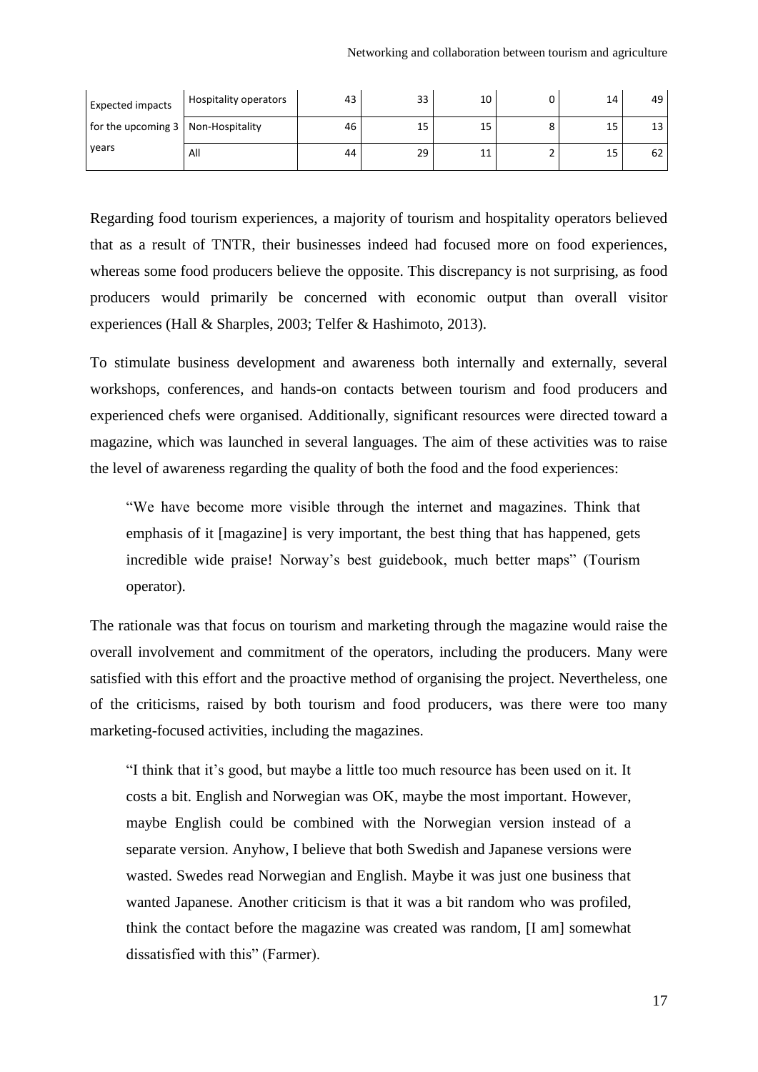| Expected impacts for the upcoming 3 years | Hospitality operators | 43 | 33 | 10 | 0 | 14 | 49 |
|---|---|---|---|---|---|---|---|
| | Non-Hospitality | 46 | 15 | 15 | 8 | 15 | 13 |
| | All | 44 | 29 | 11 | 2 | 15 | 62 |

Regarding food tourism experiences, a majority of tourism and hospitality operators believed that as a result of TNTR, their businesses indeed had focused more on food experiences, whereas some food producers believe the opposite. This discrepancy is not surprising, as food producers would primarily be concerned with economic output than overall visitor experiences (Hall & Sharples, 2003; Telfer & Hashimoto, 2013).

To stimulate business development and awareness both internally and externally, several workshops, conferences, and hands-on contacts between tourism and food producers and experienced chefs were organised. Additionally, significant resources were directed toward a magazine, which was launched in several languages. The aim of these activities was to raise the level of awareness regarding the quality of both the food and the food experiences:

> "We have become more visible through the internet and magazines. Think that emphasis of it [magazine] is very important, the best thing that has happened, gets incredible wide praise! Norway's best guidebook, much better maps" (Tourism operator).

The rationale was that focus on tourism and marketing through the magazine would raise the overall involvement and commitment of the operators, including the producers. Many were satisfied with this effort and the proactive method of organising the project. Nevertheless, one of the criticisms, raised by both tourism and food producers, was there were too many marketing-focused activities, including the magazines.

> "I think that it's good, but maybe a little too much resource has been used on it. It costs a bit. English and Norwegian was OK, maybe the most important. However, maybe English could be combined with the Norwegian version instead of a separate version. Anyhow, I believe that both Swedish and Japanese versions were wasted. Swedes read Norwegian and English. Maybe it was just one business that wanted Japanese. Another criticism is that it was a bit random who was profiled, think the contact before the magazine was created was random, [I am] somewhat dissatisfied with this" (Farmer).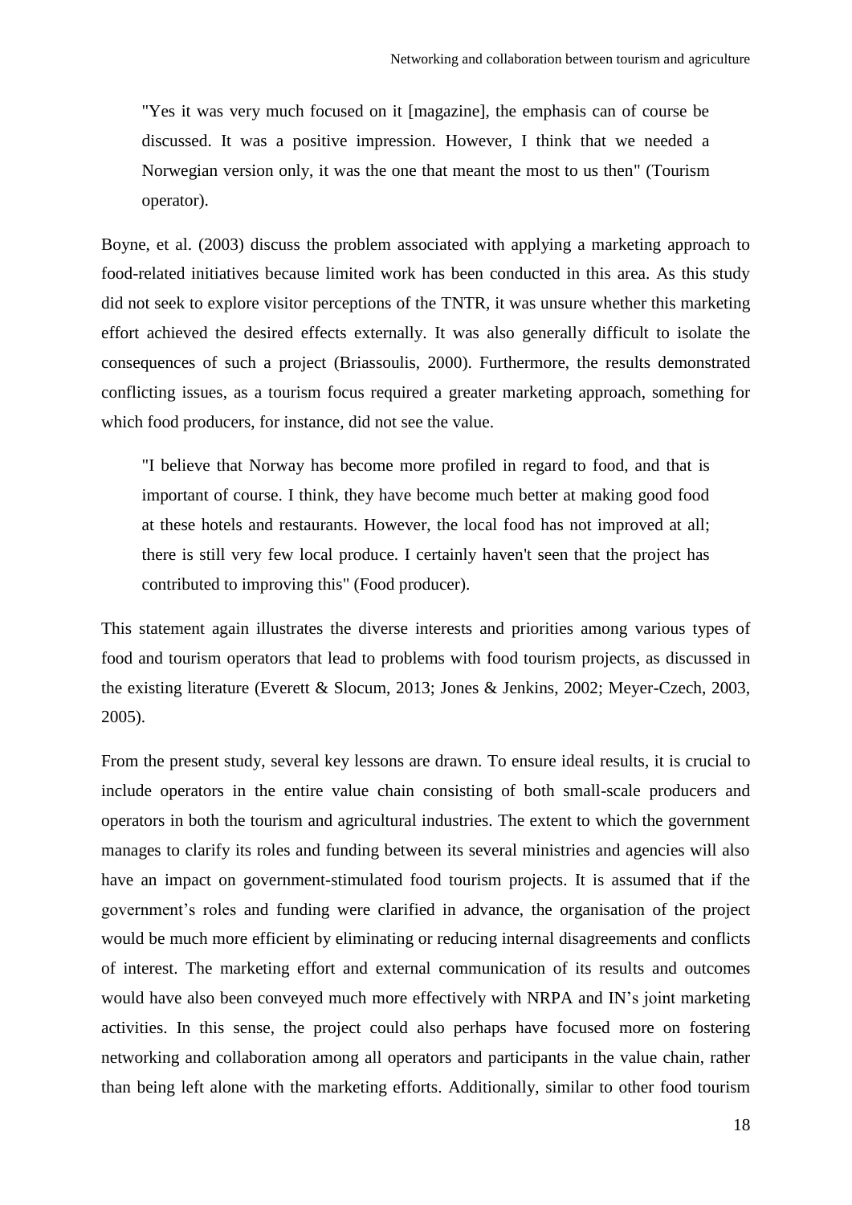> "Yes it was very much focused on it [magazine], the emphasis can of course be discussed. It was a positive impression. However, I think that we needed a Norwegian version only, it was the one that meant the most to us then" (Tourism operator).

Boyne, et al. (2003) discuss the problem associated with applying a marketing approach to food-related initiatives because limited work has been conducted in this area. As this study did not seek to explore visitor perceptions of the TNTR, it was unsure whether this marketing effort achieved the desired effects externally. It was also generally difficult to isolate the consequences of such a project (Briassoulis, 2000). Furthermore, the results demonstrated conflicting issues, as a tourism focus required a greater marketing approach, something for which food producers, for instance, did not see the value.

> "I believe that Norway has become more profiled in regard to food, and that is important of course. I think, they have become much better at making good food at these hotels and restaurants. However, the local food has not improved at all; there is still very few local produce. I certainly haven't seen that the project has contributed to improving this" (Food producer).

This statement again illustrates the diverse interests and priorities among various types of food and tourism operators that lead to problems with food tourism projects, as discussed in the existing literature (Everett & Slocum, 2013; Jones & Jenkins, 2002; Meyer-Czech, 2003, 2005).

From the present study, several key lessons are drawn. To ensure ideal results, it is crucial to include operators in the entire value chain consisting of both small-scale producers and operators in both the tourism and agricultural industries. The extent to which the government manages to clarify its roles and funding between its several ministries and agencies will also have an impact on government-stimulated food tourism projects. It is assumed that if the government's roles and funding were clarified in advance, the organisation of the project would be much more efficient by eliminating or reducing internal disagreements and conflicts of interest. The marketing effort and external communication of its results and outcomes would have also been conveyed much more effectively with NRPA and IN's joint marketing activities. In this sense, the project could also perhaps have focused more on fostering networking and collaboration among all operators and participants in the value chain, rather than being left alone with the marketing efforts. Additionally, similar to other food tourism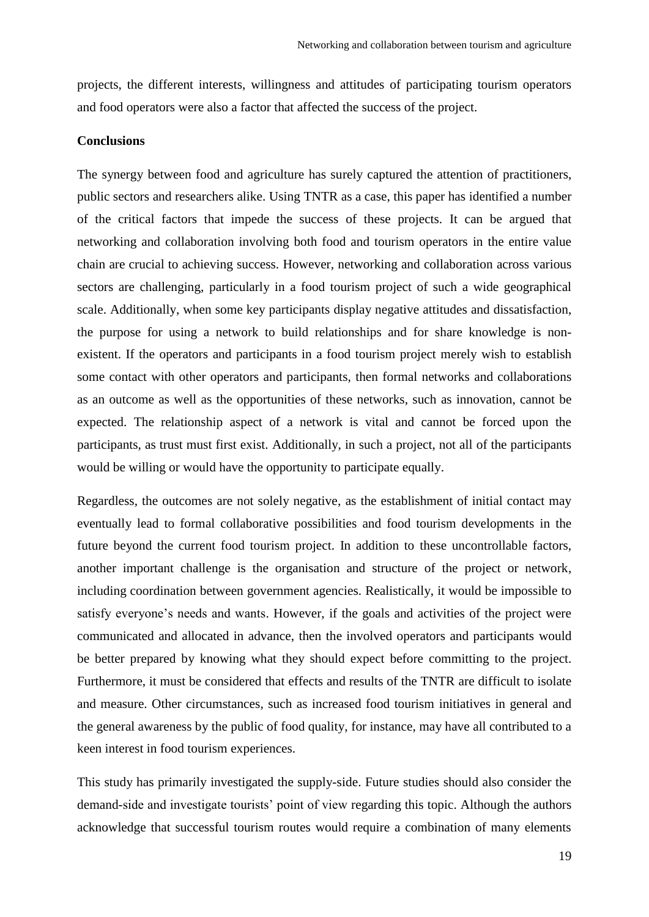projects, the different interests, willingness and attitudes of participating tourism operators and food operators were also a factor that affected the success of the project.

**Conclusions**

The synergy between food and agriculture has surely captured the attention of practitioners, public sectors and researchers alike. Using TNTR as a case, this paper has identified a number of the critical factors that impede the success of these projects. It can be argued that networking and collaboration involving both food and tourism operators in the entire value chain are crucial to achieving success. However, networking and collaboration across various sectors are challenging, particularly in a food tourism project of such a wide geographical scale. Additionally, when some key participants display negative attitudes and dissatisfaction, the purpose for using a network to build relationships and for share knowledge is non-existent. If the operators and participants in a food tourism project merely wish to establish some contact with other operators and participants, then formal networks and collaborations as an outcome as well as the opportunities of these networks, such as innovation, cannot be expected. The relationship aspect of a network is vital and cannot be forced upon the participants, as trust must first exist. Additionally, in such a project, not all of the participants would be willing or would have the opportunity to participate equally.

Regardless, the outcomes are not solely negative, as the establishment of initial contact may eventually lead to formal collaborative possibilities and food tourism developments in the future beyond the current food tourism project. In addition to these uncontrollable factors, another important challenge is the organisation and structure of the project or network, including coordination between government agencies. Realistically, it would be impossible to satisfy everyone's needs and wants. However, if the goals and activities of the project were communicated and allocated in advance, then the involved operators and participants would be better prepared by knowing what they should expect before committing to the project. Furthermore, it must be considered that effects and results of the TNTR are difficult to isolate and measure. Other circumstances, such as increased food tourism initiatives in general and the general awareness by the public of food quality, for instance, may have all contributed to a keen interest in food tourism experiences.

This study has primarily investigated the supply-side. Future studies should also consider the demand-side and investigate tourists' point of view regarding this topic. Although the authors acknowledge that successful tourism routes would require a combination of many elements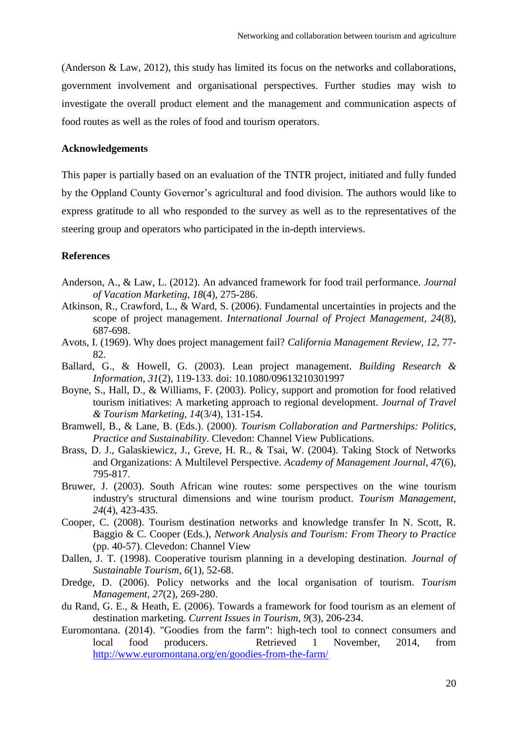(Anderson & Law, 2012), this study has limited its focus on the networks and collaborations, government involvement and organisational perspectives. Further studies may wish to investigate the overall product element and the management and communication aspects of food routes as well as the roles of food and tourism operators.

**Acknowledgements**

This paper is partially based on an evaluation of the TNTR project, initiated and fully funded by the Oppland County Governor's agricultural and food division. The authors would like to express gratitude to all who responded to the survey as well as to the representatives of the steering group and operators who participated in the in-depth interviews.

**References**

Anderson, A., & Law, L. (2012). An advanced framework for food trail performance. *Journal of Vacation Marketing, 18*(4), 275-286.

Atkinson, R., Crawford, L., & Ward, S. (2006). Fundamental uncertainties in projects and the scope of project management. *International Journal of Project Management, 24*(8), 687-698.

Avots, I. (1969). Why does project management fail? *California Management Review, 12*, 77-82.

Ballard, G., & Howell, G. (2003). Lean project management. *Building Research & Information, 31*(2), 119-133. doi: 10.1080/09613210301997

Boyne, S., Hall, D., & Williams, F. (2003). Policy, support and promotion for food relatived tourism initiatives: A marketing approach to regional development. *Journal of Travel & Tourism Marketing, 14*(3/4), 131-154.

Bramwell, B., & Lane, B. (Eds.). (2000). *Tourism Collaboration and Partnerships: Politics, Practice and Sustainability*. Clevedon: Channel View Publications.

Brass, D. J., Galaskiewicz, J., Greve, H. R., & Tsai, W. (2004). Taking Stock of Networks and Organizations: A Multilevel Perspective. *Academy of Management Journal, 47*(6), 795-817.

Bruwer, J. (2003). South African wine routes: some perspectives on the wine tourism industry's structural dimensions and wine tourism product. *Tourism Management, 24*(4), 423-435.

Cooper, C. (2008). Tourism destination networks and knowledge transfer In N. Scott, R. Baggio & C. Cooper (Eds.), *Network Analysis and Tourism: From Theory to Practice* (pp. 40-57). Clevedon: Channel View

Dallen, J. T. (1998). Cooperative tourism planning in a developing destination. *Journal of Sustainable Tourism, 6*(1), 52-68.

Dredge, D. (2006). Policy networks and the local organisation of tourism. *Tourism Management, 27*(2), 269-280.

du Rand, G. E., & Heath, E. (2006). Towards a framework for food tourism as an element of destination marketing. *Current Issues in Tourism, 9*(3), 206-234.

Euromontana. (2014). "Goodies from the farm": high-tech tool to connect consumers and local food producers. Retrieved 1 November, 2014, from http://www.euromontana.org/en/goodies-from-the-farm/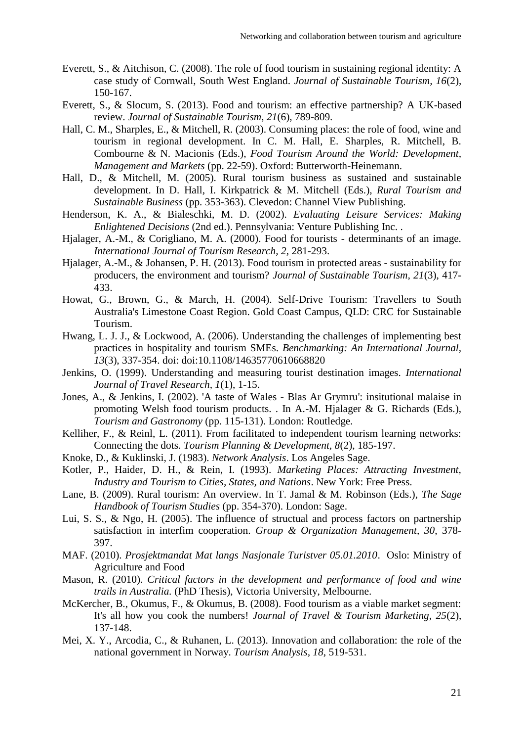Everett, S., & Aitchison, C. (2008). The role of food tourism in sustaining regional identity: A case study of Cornwall, South West England. *Journal of Sustainable Tourism, 16*(2), 150-167.

Everett, S., & Slocum, S. (2013). Food and tourism: an effective partnership? A UK-based review. *Journal of Sustainable Tourism, 21*(6), 789-809.

Hall, C. M., Sharples, E., & Mitchell, R. (2003). Consuming places: the role of food, wine and tourism in regional development. In C. M. Hall, E. Sharples, R. Mitchell, B. Combourne & N. Macionis (Eds.), *Food Tourism Around the World: Development, Management and Markets* (pp. 22-59). Oxford: Butterworth-Heinemann.

Hall, D., & Mitchell, M. (2005). Rural tourism business as sustained and sustainable development. In D. Hall, I. Kirkpatrick & M. Mitchell (Eds.), *Rural Tourism and Sustainable Business* (pp. 353-363). Clevedon: Channel View Publishing.

Henderson, K. A., & Bialeschki, M. D. (2002). *Evaluating Leisure Services: Making Enlightened Decisions* (2nd ed.). Pennsylvania: Venture Publishing Inc. .

Hjalager, A.-M., & Corigliano, M. A. (2000). Food for tourists - determinants of an image. *International Journal of Tourism Research, 2*, 281-293.

Hjalager, A.-M., & Johansen, P. H. (2013). Food tourism in protected areas - sustainability for producers, the environment and tourism? *Journal of Sustainable Tourism, 21*(3), 417-433.

Howat, G., Brown, G., & March, H. (2004). Self-Drive Tourism: Travellers to South Australia's Limestone Coast Region. Gold Coast Campus, QLD: CRC for Sustainable Tourism.

Hwang, L. J. J., & Lockwood, A. (2006). Understanding the challenges of implementing best practices in hospitality and tourism SMEs. *Benchmarking: An International Journal, 13*(3), 337-354. doi: doi:10.1108/14635770610668820

Jenkins, O. (1999). Understanding and measuring tourist destination images. *International Journal of Travel Research, 1*(1), 1-15.

Jones, A., & Jenkins, I. (2002). 'A taste of Wales - Blas Ar Grymru': insitutional malaise in promoting Welsh food tourism products. . In A.-M. Hjalager & G. Richards (Eds.), *Tourism and Gastronomy* (pp. 115-131). London: Routledge.

Kelliher, F., & Reinl, L. (2011). From facilitated to independent tourism learning networks: Connecting the dots. *Tourism Planning & Development, 8*(2), 185-197.

Knoke, D., & Kuklinski, J. (1983). *Network Analysis*. Los Angeles Sage.

Kotler, P., Haider, D. H., & Rein, I. (1993). *Marketing Places: Attracting Investment, Industry and Tourism to Cities, States, and Nations*. New York: Free Press.

Lane, B. (2009). Rural tourism: An overview. In T. Jamal & M. Robinson (Eds.), *The Sage Handbook of Tourism Studies* (pp. 354-370). London: Sage.

Lui, S. S., & Ngo, H. (2005). The influence of structual and process factors on partnership satisfaction in interfim cooperation. *Group & Organization Management, 30*, 378-397.

MAF. (2010). *Prosjektmandat Mat langs Nasjonale Turistver 05.01.2010*. Oslo: Ministry of Agriculture and Food

Mason, R. (2010). *Critical factors in the development and performance of food and wine trails in Australia.* (PhD Thesis), Victoria University, Melbourne.

McKercher, B., Okumus, F., & Okumus, B. (2008). Food tourism as a viable market segment: It's all how you cook the numbers! *Journal of Travel & Tourism Marketing, 25*(2), 137-148.

Mei, X. Y., Arcodia, C., & Ruhanen, L. (2013). Innovation and collaboration: the role of the national government in Norway. *Tourism Analysis, 18*, 519-531.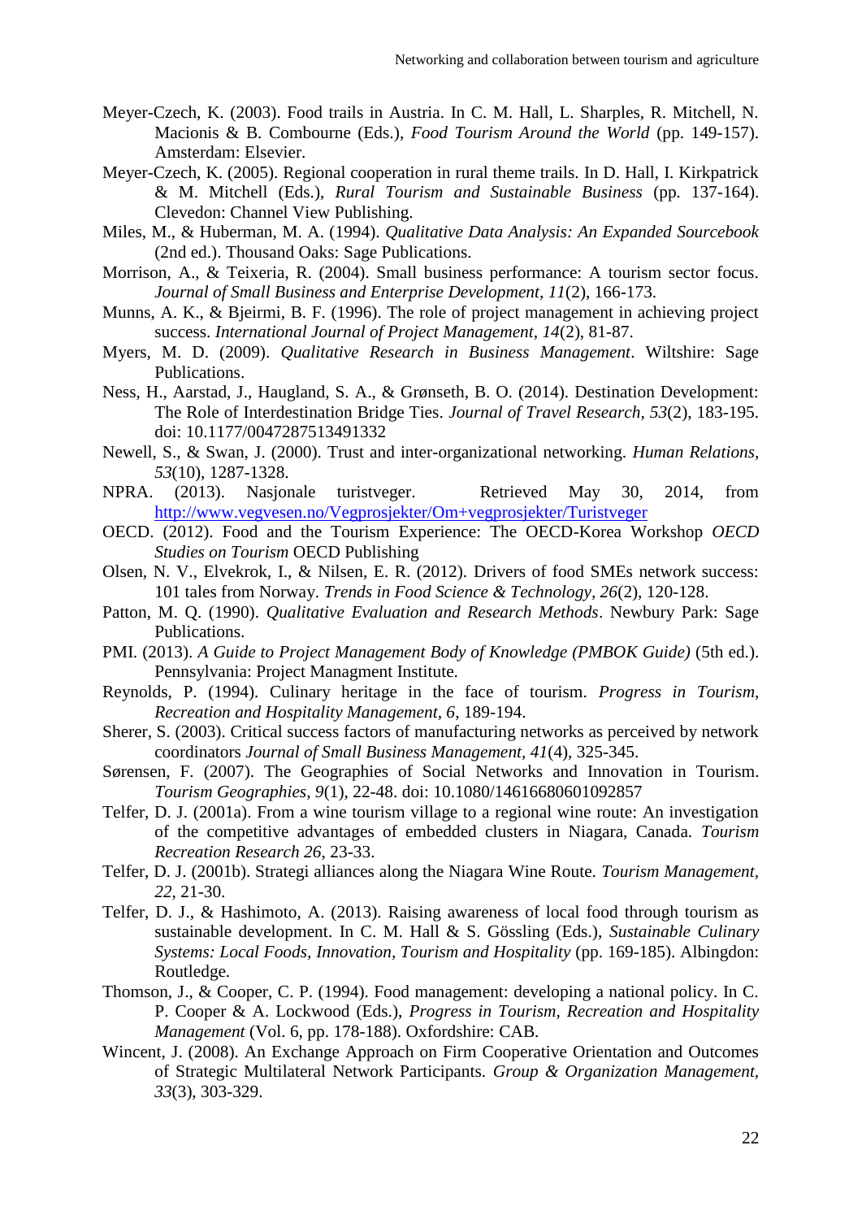Meyer-Czech, K. (2003). Food trails in Austria. In C. M. Hall, L. Sharples, R. Mitchell, N. Macionis & B. Combourne (Eds.), *Food Tourism Around the World* (pp. 149-157). Amsterdam: Elsevier.

Meyer-Czech, K. (2005). Regional cooperation in rural theme trails. In D. Hall, I. Kirkpatrick & M. Mitchell (Eds.), *Rural Tourism and Sustainable Business* (pp. 137-164). Clevedon: Channel View Publishing.

Miles, M., & Huberman, M. A. (1994). *Qualitative Data Analysis: An Expanded Sourcebook* (2nd ed.). Thousand Oaks: Sage Publications.

Morrison, A., & Teixeria, R. (2004). Small business performance: A tourism sector focus. *Journal of Small Business and Enterprise Development, 11*(2), 166-173.

Munns, A. K., & Bjeirmi, B. F. (1996). The role of project management in achieving project success. *International Journal of Project Management, 14*(2), 81-87.

Myers, M. D. (2009). *Qualitative Research in Business Management*. Wiltshire: Sage Publications.

Ness, H., Aarstad, J., Haugland, S. A., & Grønseth, B. O. (2014). Destination Development: The Role of Interdestination Bridge Ties. *Journal of Travel Research, 53*(2), 183-195. doi: 10.1177/0047287513491332

Newell, S., & Swan, J. (2000). Trust and inter-organizational networking. *Human Relations, 53*(10), 1287-1328.

NPRA. (2013). Nasjonale turistveger. Retrieved May 30, 2014, from http://www.vegvesen.no/Vegprosjekter/Om+vegprosjekter/Turistveger

OECD. (2012). Food and the Tourism Experience: The OECD-Korea Workshop *OECD Studies on Tourism* OECD Publishing

Olsen, N. V., Elvekrok, I., & Nilsen, E. R. (2012). Drivers of food SMEs network success: 101 tales from Norway. *Trends in Food Science & Technology, 26*(2), 120-128.

Patton, M. Q. (1990). *Qualitative Evaluation and Research Methods*. Newbury Park: Sage Publications.

PMI. (2013). *A Guide to Project Management Body of Knowledge (PMBOK Guide)* (5th ed.). Pennsylvania: Project Managment Institute.

Reynolds, P. (1994). Culinary heritage in the face of tourism. *Progress in Tourism, Recreation and Hospitality Management, 6*, 189-194.

Sherer, S. (2003). Critical success factors of manufacturing networks as perceived by network coordinators *Journal of Small Business Management, 41*(4), 325-345.

Sørensen, F. (2007). The Geographies of Social Networks and Innovation in Tourism. *Tourism Geographies, 9*(1), 22-48. doi: 10.1080/14616680601092857

Telfer, D. J. (2001a). From a wine tourism village to a regional wine route: An investigation of the competitive advantages of embedded clusters in Niagara, Canada. *Tourism Recreation Research 26*, 23-33.

Telfer, D. J. (2001b). Strategi alliances along the Niagara Wine Route. *Tourism Management, 22*, 21-30.

Telfer, D. J., & Hashimoto, A. (2013). Raising awareness of local food through tourism as sustainable development. In C. M. Hall & S. Gössling (Eds.), *Sustainable Culinary Systems: Local Foods, Innovation, Tourism and Hospitality* (pp. 169-185). Albingdon: Routledge.

Thomson, J., & Cooper, C. P. (1994). Food management: developing a national policy. In C. P. Cooper & A. Lockwood (Eds.), *Progress in Tourism, Recreation and Hospitality Management* (Vol. 6, pp. 178-188). Oxfordshire: CAB.

Wincent, J. (2008). An Exchange Approach on Firm Cooperative Orientation and Outcomes of Strategic Multilateral Network Participants. *Group & Organization Management, 33*(3), 303-329.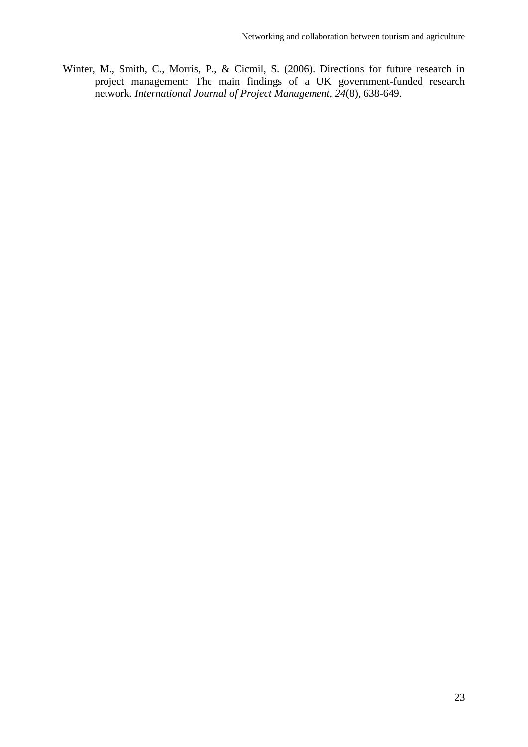Winter, M., Smith, C., Morris, P., & Cicmil, S. (2006). Directions for future research in project management: The main findings of a UK government-funded research network. *International Journal of Project Management, 24*(8), 638-649.